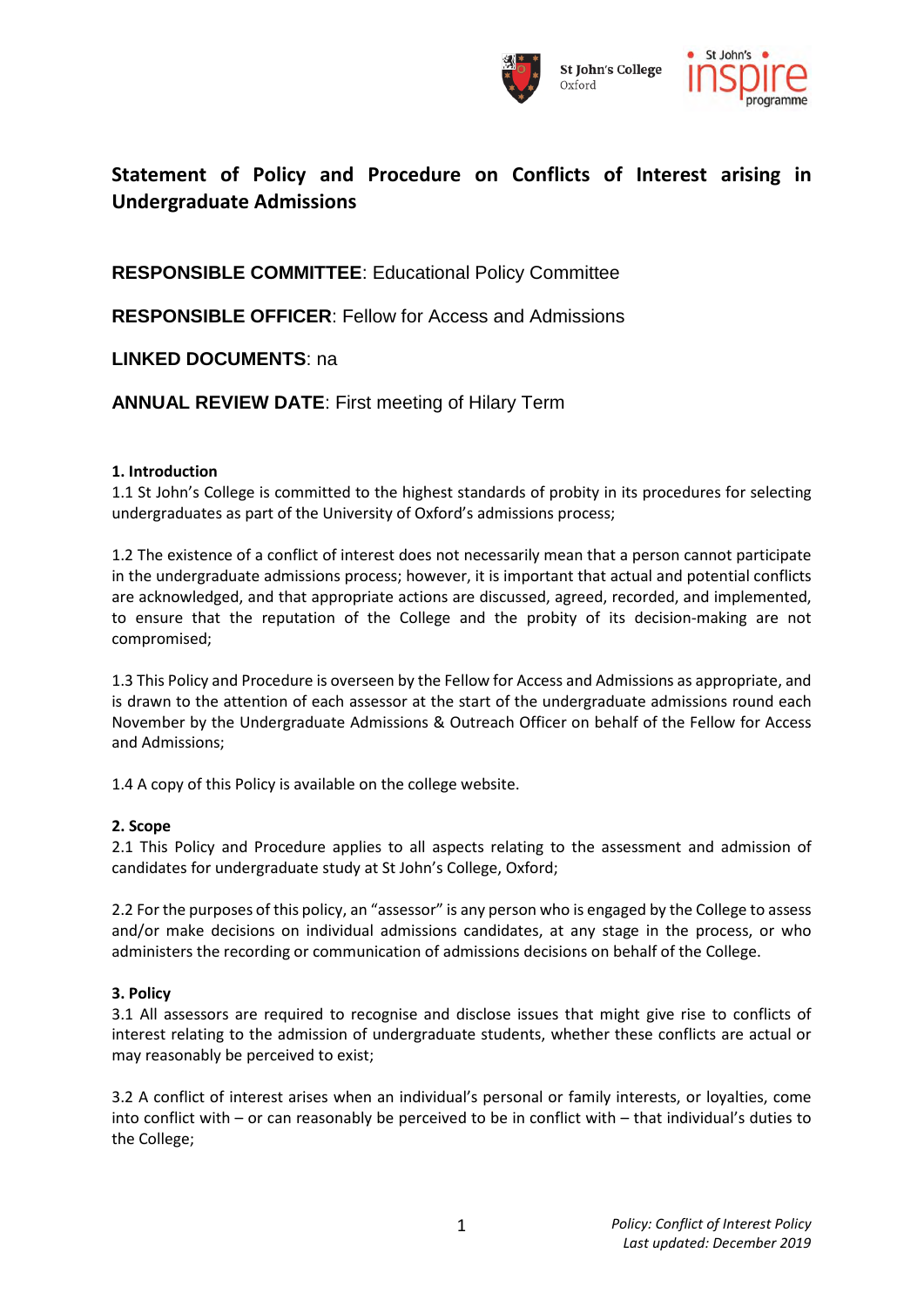# Statement of Policy and Procedure on Conflicts of Interest arising in Undergraduate Admissions

**RESPONSIBLE COMMITTEE**: Educational Policy Committee

**RESPONSIBLE OFFICER**: Fellow for Access and Admissions

**LINKED DOCUMENTS**: na

**ANNUAL REVIEW DATE**: First meeting of Hilary Term

**1. Introduction**

1.1 St John's College is committed to the highest standards of probity in its procedures for selecting undergraduates as part of the University of Oxford's admissions process;

1.2 The existence of a conflict of interest does not necessarily mean that a person cannot participate in the undergraduate admissions process; however, it is important that actual and potential conflicts are acknowledged, and that appropriate actions are discussed, agreed, recorded, and implemented, to ensure that the reputation of the College and the probity of its decision-making are not compromised;

1.3 This Policy and Procedure is overseen by the Fellow for Access and Admissions as appropriate, and is drawn to the attention of each assessor at the start of the undergraduate admissions round each November by the Undergraduate Admissions & Outreach Officer on behalf of the Fellow for Access and Admissions;

1.4 A copy of this Policy is available on the college website.

**2. Scope**

2.1 This Policy and Procedure applies to all aspects relating to the assessment and admission of candidates for undergraduate study at St John's College, Oxford;

2.2 For the purposes of this policy, an "assessor" is any person who is engaged by the College to assess and/or make decisions on individual admissions candidates, at any stage in the process, or who administers the recording or communication of admissions decisions on behalf of the College.

**3. Policy**

3.1 All assessors are required to recognise and disclose issues that might give rise to conflicts of interest relating to the admission of undergraduate students, whether these conflicts are actual or may reasonably be perceived to exist;

3.2 A conflict of interest arises when an individual's personal or family interests, or loyalties, come into conflict with – or can reasonably be perceived to be in conflict with – that individual's duties to the College;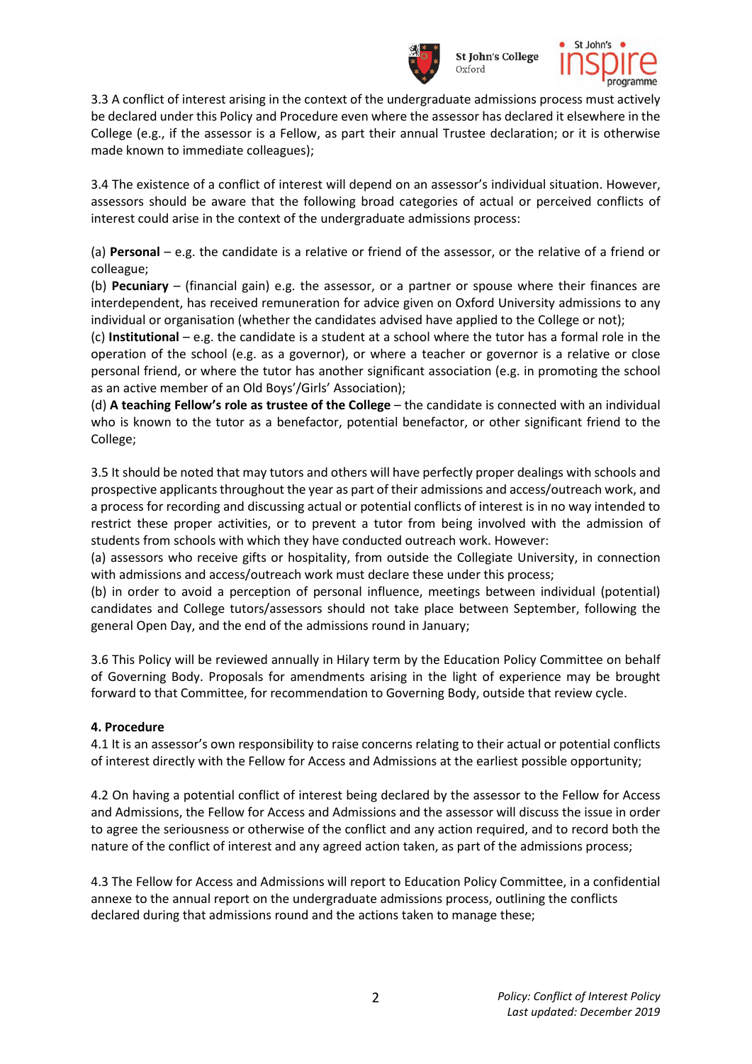3.3 A conflict of interest arising in the context of the undergraduate admissions process must actively be declared under this Policy and Procedure even where the assessor has declared it elsewhere in the College (e.g., if the assessor is a Fellow, as part their annual Trustee declaration; or it is otherwise made known to immediate colleagues);

3.4 The existence of a conflict of interest will depend on an assessor's individual situation. However, assessors should be aware that the following broad categories of actual or perceived conflicts of interest could arise in the context of the undergraduate admissions process:

(a) **Personal** – e.g. the candidate is a relative or friend of the assessor, or the relative of a friend or colleague;
(b) **Pecuniary** – (financial gain) e.g. the assessor, or a partner or spouse where their finances are interdependent, has received remuneration for advice given on Oxford University admissions to any individual or organisation (whether the candidates advised have applied to the College or not);
(c) **Institutional** – e.g. the candidate is a student at a school where the tutor has a formal role in the operation of the school (e.g. as a governor), or where a teacher or governor is a relative or close personal friend, or where the tutor has another significant association (e.g. in promoting the school as an active member of an Old Boys'/Girls' Association);
(d) **A teaching Fellow's role as trustee of the College** – the candidate is connected with an individual who is known to the tutor as a benefactor, potential benefactor, or other significant friend to the College;

3.5 It should be noted that may tutors and others will have perfectly proper dealings with schools and prospective applicants throughout the year as part of their admissions and access/outreach work, and a process for recording and discussing actual or potential conflicts of interest is in no way intended to restrict these proper activities, or to prevent a tutor from being involved with the admission of students from schools with which they have conducted outreach work. However:
(a) assessors who receive gifts or hospitality, from outside the Collegiate University, in connection with admissions and access/outreach work must declare these under this process;
(b) in order to avoid a perception of personal influence, meetings between individual (potential) candidates and College tutors/assessors should not take place between September, following the general Open Day, and the end of the admissions round in January;

3.6 This Policy will be reviewed annually in Hilary term by the Education Policy Committee on behalf of Governing Body. Proposals for amendments arising in the light of experience may be brought forward to that Committee, for recommendation to Governing Body, outside that review cycle.

**4. Procedure**
4.1 It is an assessor's own responsibility to raise concerns relating to their actual or potential conflicts of interest directly with the Fellow for Access and Admissions at the earliest possible opportunity;

4.2 On having a potential conflict of interest being declared by the assessor to the Fellow for Access and Admissions, the Fellow for Access and Admissions and the assessor will discuss the issue in order to agree the seriousness or otherwise of the conflict and any action required, and to record both the nature of the conflict of interest and any agreed action taken, as part of the admissions process;

4.3 The Fellow for Access and Admissions will report to Education Policy Committee, in a confidential annexe to the annual report on the undergraduate admissions process, outlining the conflicts declared during that admissions round and the actions taken to manage these;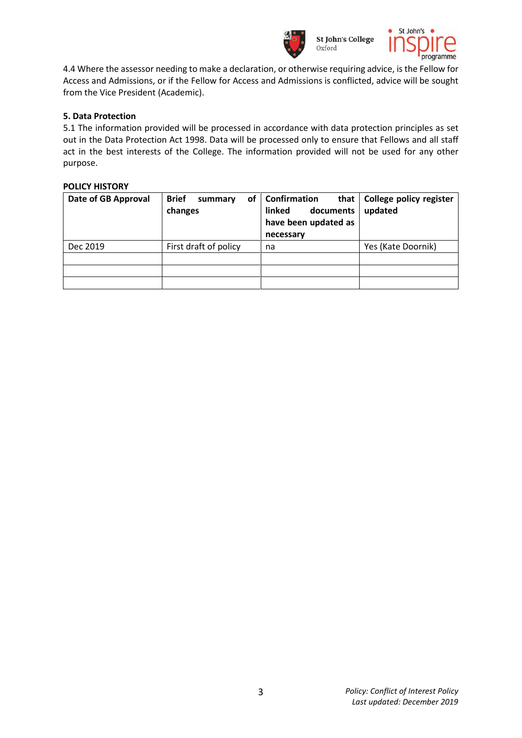4.4 Where the assessor needing to make a declaration, or otherwise requiring advice, is the Fellow for Access and Admissions, or if the Fellow for Access and Admissions is conflicted, advice will be sought from the Vice President (Academic).

**5. Data Protection**

5.1 The information provided will be processed in accordance with data protection principles as set out in the Data Protection Act 1998. Data will be processed only to ensure that Fellows and all staff act in the best interests of the College. The information provided will not be used for any other purpose.

**POLICY HISTORY**

| Date of GB Approval | Brief summary of changes | Confirmation that linked documents have been updated as necessary | College policy register updated |
|---|---|---|---|
| Dec 2019 | First draft of policy | na | Yes (Kate Doornik) |
| | | | |
| | | | |
| | | | |